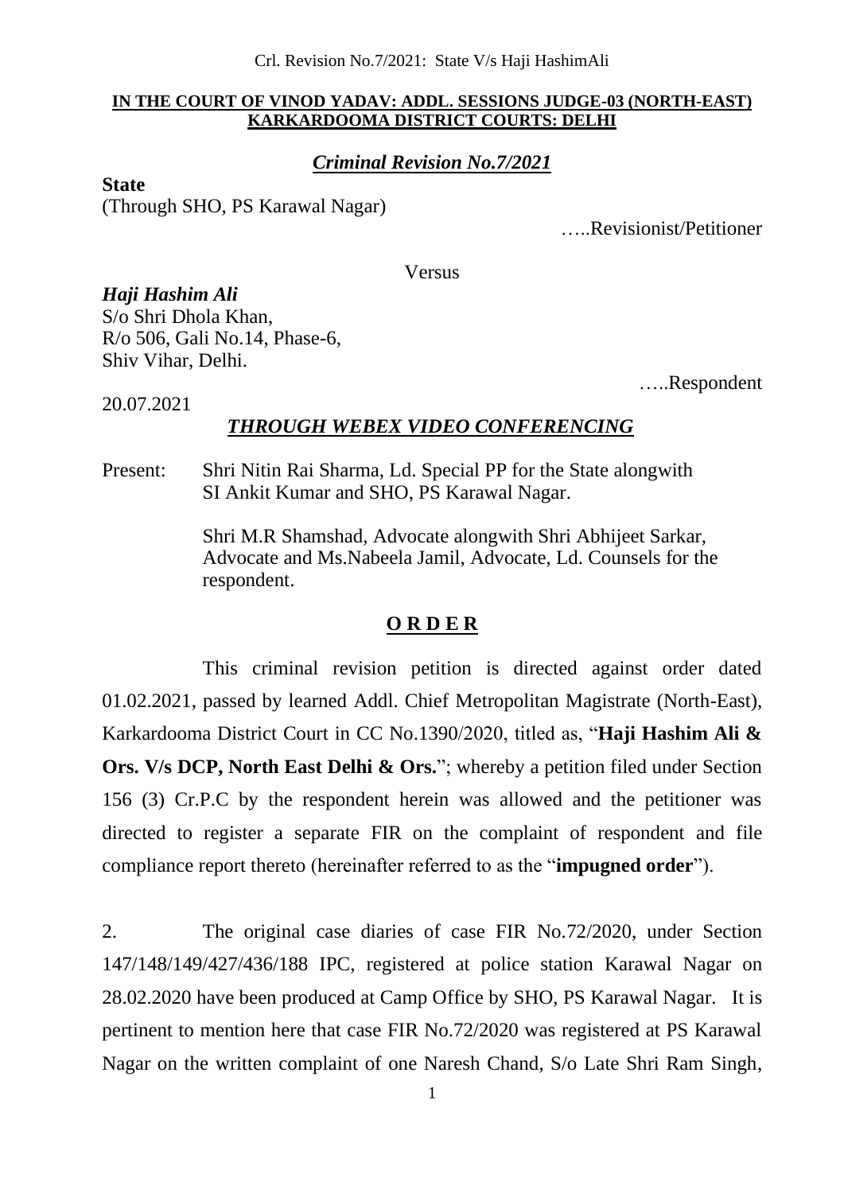**IN THE COURT OF VINOD YADAV: ADDL. SESSIONS JUDGE-03 (NORTH-EAST)**
**KARKARDOOMA DISTRICT COURTS: DELHI**

***Criminal Revision No.7/2021***

**State**
(Through SHO, PS Karawal Nagar)

…..Revisionist/Petitioner

Versus

***Haji Hashim Ali***
S/o Shri Dhola Khan,
R/o 506, Gali No.14, Phase-6,
Shiv Vihar, Delhi.

…..Respondent

20.07.2021

***THROUGH WEBEX VIDEO CONFERENCING***

Present: Shri Nitin Rai Sharma, Ld. Special PP for the State alongwith SI Ankit Kumar and SHO, PS Karawal Nagar.

Shri M.R Shamshad, Advocate alongwith Shri Abhijeet Sarkar, Advocate and Ms.Nabeela Jamil, Advocate, Ld. Counsels for the respondent.

**O R D E R**

This criminal revision petition is directed against order dated 01.02.2021, passed by learned Addl. Chief Metropolitan Magistrate (North-East), Karkardooma District Court in CC No.1390/2020, titled as, "**Haji Hashim Ali & Ors. V/s DCP, North East Delhi & Ors.**"; whereby a petition filed under Section 156 (3) Cr.P.C by the respondent herein was allowed and the petitioner was directed to register a separate FIR on the complaint of respondent and file compliance report thereto (hereinafter referred to as the "**impugned order**").

2. The original case diaries of case FIR No.72/2020, under Section 147/148/149/427/436/188 IPC, registered at police station Karawal Nagar on 28.02.2020 have been produced at Camp Office by SHO, PS Karawal Nagar. It is pertinent to mention here that case FIR No.72/2020 was registered at PS Karawal Nagar on the written complaint of one Naresh Chand, S/o Late Shri Ram Singh,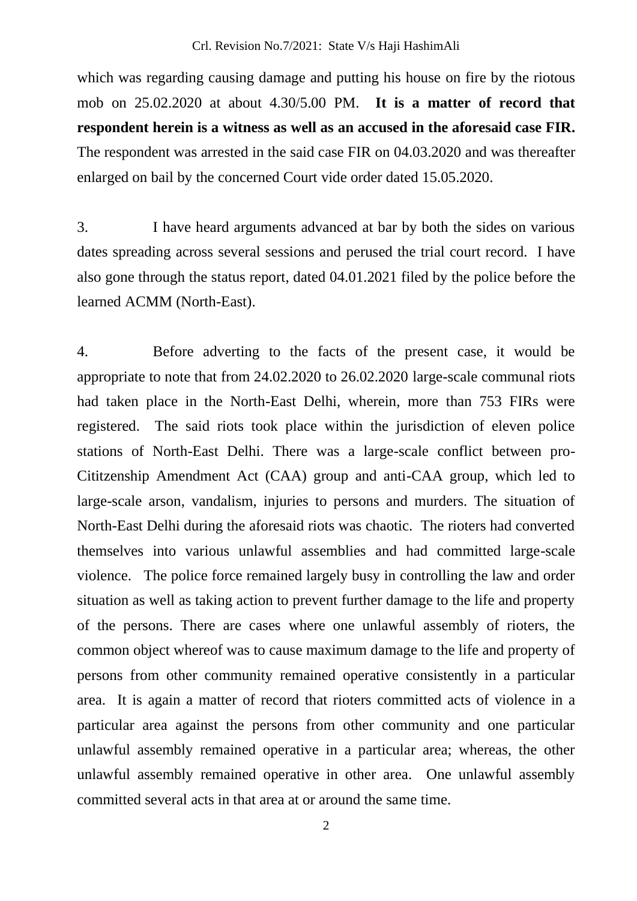which was regarding causing damage and putting his house on fire by the riotous mob on 25.02.2020 at about 4.30/5.00 PM. **It is a matter of record that respondent herein is a witness as well as an accused in the aforesaid case FIR.** The respondent was arrested in the said case FIR on 04.03.2020 and was thereafter enlarged on bail by the concerned Court vide order dated 15.05.2020.

3. I have heard arguments advanced at bar by both the sides on various dates spreading across several sessions and perused the trial court record. I have also gone through the status report, dated 04.01.2021 filed by the police before the learned ACMM (North-East).

4. Before adverting to the facts of the present case, it would be appropriate to note that from 24.02.2020 to 26.02.2020 large-scale communal riots had taken place in the North-East Delhi, wherein, more than 753 FIRs were registered. The said riots took place within the jurisdiction of eleven police stations of North-East Delhi. There was a large-scale conflict between pro-Cititzenship Amendment Act (CAA) group and anti-CAA group, which led to large-scale arson, vandalism, injuries to persons and murders. The situation of North-East Delhi during the aforesaid riots was chaotic. The rioters had converted themselves into various unlawful assemblies and had committed large-scale violence. The police force remained largely busy in controlling the law and order situation as well as taking action to prevent further damage to the life and property of the persons. There are cases where one unlawful assembly of rioters, the common object whereof was to cause maximum damage to the life and property of persons from other community remained operative consistently in a particular area. It is again a matter of record that rioters committed acts of violence in a particular area against the persons from other community and one particular unlawful assembly remained operative in a particular area; whereas, the other unlawful assembly remained operative in other area. One unlawful assembly committed several acts in that area at or around the same time.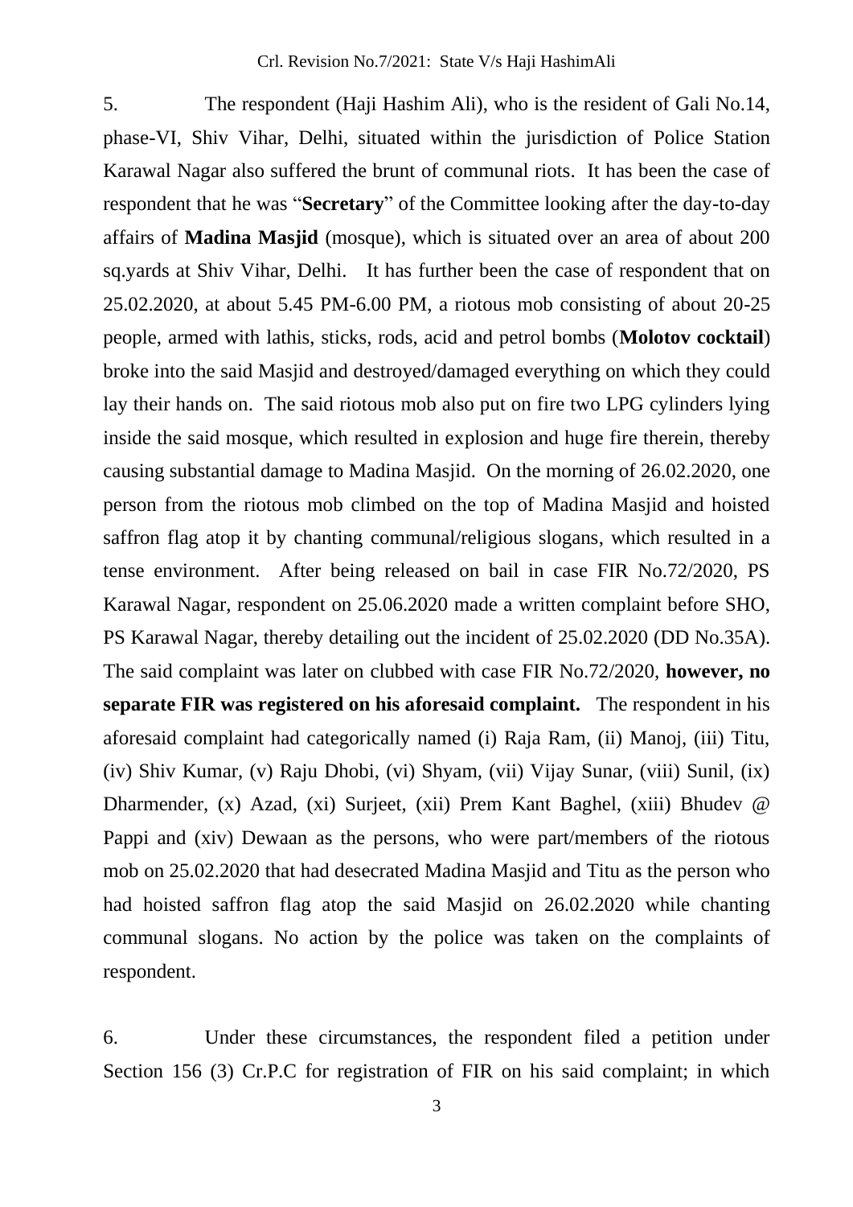5. The respondent (Haji Hashim Ali), who is the resident of Gali No.14, phase-VI, Shiv Vihar, Delhi, situated within the jurisdiction of Police Station Karawal Nagar also suffered the brunt of communal riots. It has been the case of respondent that he was "**Secretary**" of the Committee looking after the day-to-day affairs of **Madina Masjid** (mosque), which is situated over an area of about 200 sq.yards at Shiv Vihar, Delhi. It has further been the case of respondent that on 25.02.2020, at about 5.45 PM-6.00 PM, a riotous mob consisting of about 20-25 people, armed with lathis, sticks, rods, acid and petrol bombs (**Molotov cocktail**) broke into the said Masjid and destroyed/damaged everything on which they could lay their hands on. The said riotous mob also put on fire two LPG cylinders lying inside the said mosque, which resulted in explosion and huge fire therein, thereby causing substantial damage to Madina Masjid. On the morning of 26.02.2020, one person from the riotous mob climbed on the top of Madina Masjid and hoisted saffron flag atop it by chanting communal/religious slogans, which resulted in a tense environment. After being released on bail in case FIR No.72/2020, PS Karawal Nagar, respondent on 25.06.2020 made a written complaint before SHO, PS Karawal Nagar, thereby detailing out the incident of 25.02.2020 (DD No.35A). The said complaint was later on clubbed with case FIR No.72/2020, **however, no separate FIR was registered on his aforesaid complaint.** The respondent in his aforesaid complaint had categorically named (i) Raja Ram, (ii) Manoj, (iii) Titu, (iv) Shiv Kumar, (v) Raju Dhobi, (vi) Shyam, (vii) Vijay Sunar, (viii) Sunil, (ix) Dharmender, (x) Azad, (xi) Surjeet, (xii) Prem Kant Baghel, (xiii) Bhudev @ Pappi and (xiv) Dewaan as the persons, who were part/members of the riotous mob on 25.02.2020 that had desecrated Madina Masjid and Titu as the person who had hoisted saffron flag atop the said Masjid on 26.02.2020 while chanting communal slogans. No action by the police was taken on the complaints of respondent.

6. Under these circumstances, the respondent filed a petition under Section 156 (3) Cr.P.C for registration of FIR on his said complaint; in which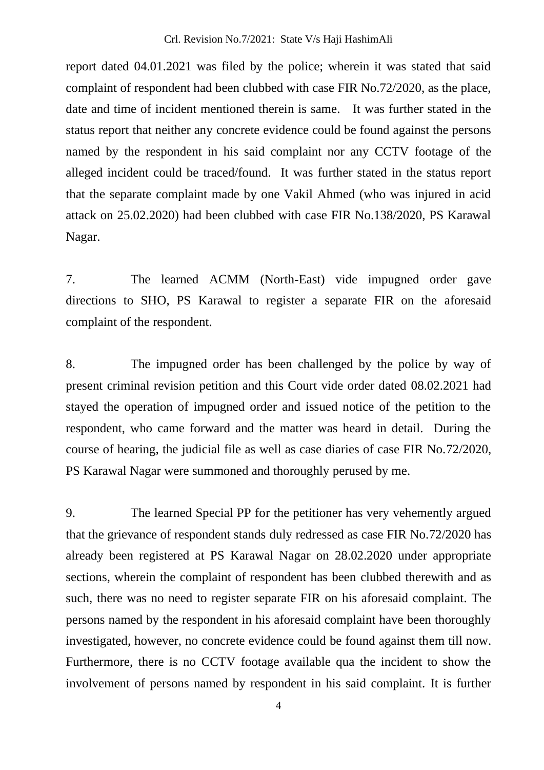report dated 04.01.2021 was filed by the police; wherein it was stated that said complaint of respondent had been clubbed with case FIR No.72/2020, as the place, date and time of incident mentioned therein is same. It was further stated in the status report that neither any concrete evidence could be found against the persons named by the respondent in his said complaint nor any CCTV footage of the alleged incident could be traced/found. It was further stated in the status report that the separate complaint made by one Vakil Ahmed (who was injured in acid attack on 25.02.2020) had been clubbed with case FIR No.138/2020, PS Karawal Nagar.

7. The learned ACMM (North-East) vide impugned order gave directions to SHO, PS Karawal to register a separate FIR on the aforesaid complaint of the respondent.

8. The impugned order has been challenged by the police by way of present criminal revision petition and this Court vide order dated 08.02.2021 had stayed the operation of impugned order and issued notice of the petition to the respondent, who came forward and the matter was heard in detail. During the course of hearing, the judicial file as well as case diaries of case FIR No.72/2020, PS Karawal Nagar were summoned and thoroughly perused by me.

9. The learned Special PP for the petitioner has very vehemently argued that the grievance of respondent stands duly redressed as case FIR No.72/2020 has already been registered at PS Karawal Nagar on 28.02.2020 under appropriate sections, wherein the complaint of respondent has been clubbed therewith and as such, there was no need to register separate FIR on his aforesaid complaint. The persons named by the respondent in his aforesaid complaint have been thoroughly investigated, however, no concrete evidence could be found against them till now. Furthermore, there is no CCTV footage available qua the incident to show the involvement of persons named by respondent in his said complaint. It is further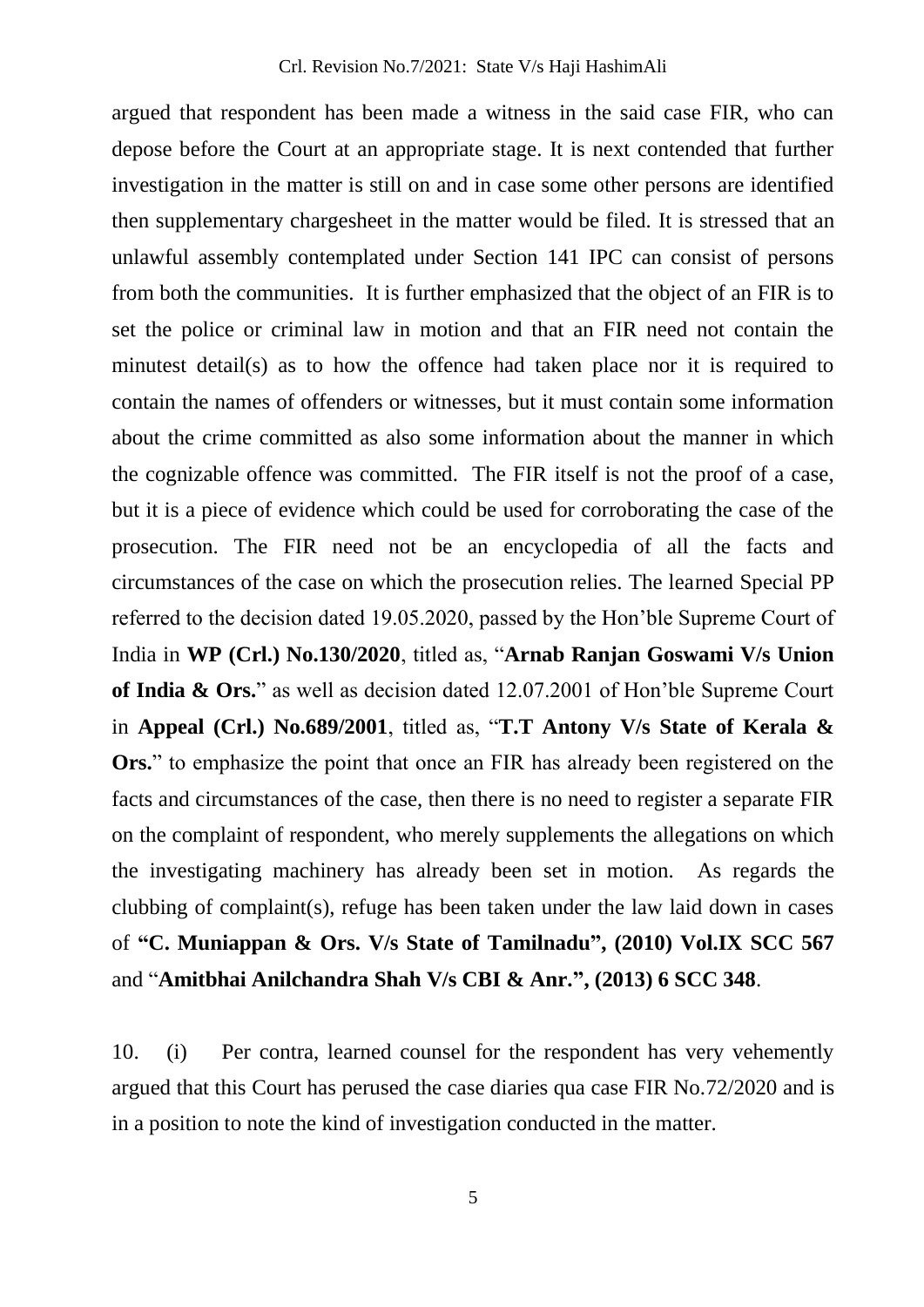argued that respondent has been made a witness in the said case FIR, who can depose before the Court at an appropriate stage. It is next contended that further investigation in the matter is still on and in case some other persons are identified then supplementary chargesheet in the matter would be filed. It is stressed that an unlawful assembly contemplated under Section 141 IPC can consist of persons from both the communities. It is further emphasized that the object of an FIR is to set the police or criminal law in motion and that an FIR need not contain the minutest detail(s) as to how the offence had taken place nor it is required to contain the names of offenders or witnesses, but it must contain some information about the crime committed as also some information about the manner in which the cognizable offence was committed. The FIR itself is not the proof of a case, but it is a piece of evidence which could be used for corroborating the case of the prosecution. The FIR need not be an encyclopedia of all the facts and circumstances of the case on which the prosecution relies. The learned Special PP referred to the decision dated 19.05.2020, passed by the Hon'ble Supreme Court of India in **WP (Crl.) No.130/2020**, titled as, "**Arnab Ranjan Goswami V/s Union of India & Ors.**" as well as decision dated 12.07.2001 of Hon'ble Supreme Court in **Appeal (Crl.) No.689/2001**, titled as, "**T.T Antony V/s State of Kerala & Ors.**" to emphasize the point that once an FIR has already been registered on the facts and circumstances of the case, then there is no need to register a separate FIR on the complaint of respondent, who merely supplements the allegations on which the investigating machinery has already been set in motion. As regards the clubbing of complaint(s), refuge has been taken under the law laid down in cases of **"C. Muniappan & Ors. V/s State of Tamilnadu", (2010) Vol.IX SCC 567** and "**Amitbhai Anilchandra Shah V/s CBI & Anr.", (2013) 6 SCC 348**.

10. (i) Per contra, learned counsel for the respondent has very vehemently argued that this Court has perused the case diaries qua case FIR No.72/2020 and is in a position to note the kind of investigation conducted in the matter.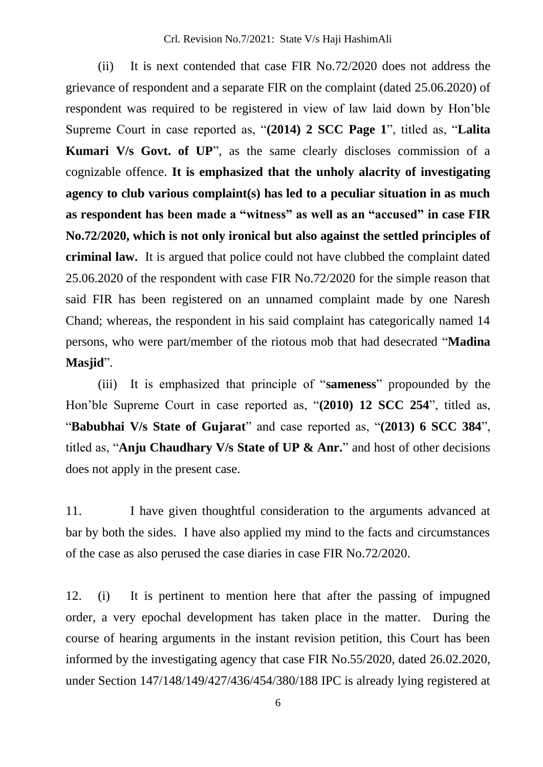(ii) It is next contended that case FIR No.72/2020 does not address the grievance of respondent and a separate FIR on the complaint (dated 25.06.2020) of respondent was required to be registered in view of law laid down by Hon'ble Supreme Court in case reported as, "**(2014) 2 SCC Page 1**", titled as, "**Lalita Kumari V/s Govt. of UP**", as the same clearly discloses commission of a cognizable offence. **It is emphasized that the unholy alacrity of investigating agency to club various complaint(s) has led to a peculiar situation in as much as respondent has been made a "witness" as well as an "accused" in case FIR No.72/2020, which is not only ironical but also against the settled principles of criminal law.** It is argued that police could not have clubbed the complaint dated 25.06.2020 of the respondent with case FIR No.72/2020 for the simple reason that said FIR has been registered on an unnamed complaint made by one Naresh Chand; whereas, the respondent in his said complaint has categorically named 14 persons, who were part/member of the riotous mob that had desecrated "**Madina Masjid**".

(iii) It is emphasized that principle of "**sameness**" propounded by the Hon'ble Supreme Court in case reported as, "**(2010) 12 SCC 254**", titled as, "**Babubhai V/s State of Gujarat**" and case reported as, "**(2013) 6 SCC 384**", titled as, "**Anju Chaudhary V/s State of UP & Anr.**" and host of other decisions does not apply in the present case.

11. I have given thoughtful consideration to the arguments advanced at bar by both the sides. I have also applied my mind to the facts and circumstances of the case as also perused the case diaries in case FIR No.72/2020.

12. (i) It is pertinent to mention here that after the passing of impugned order, a very epochal development has taken place in the matter. During the course of hearing arguments in the instant revision petition, this Court has been informed by the investigating agency that case FIR No.55/2020, dated 26.02.2020, under Section 147/148/149/427/436/454/380/188 IPC is already lying registered at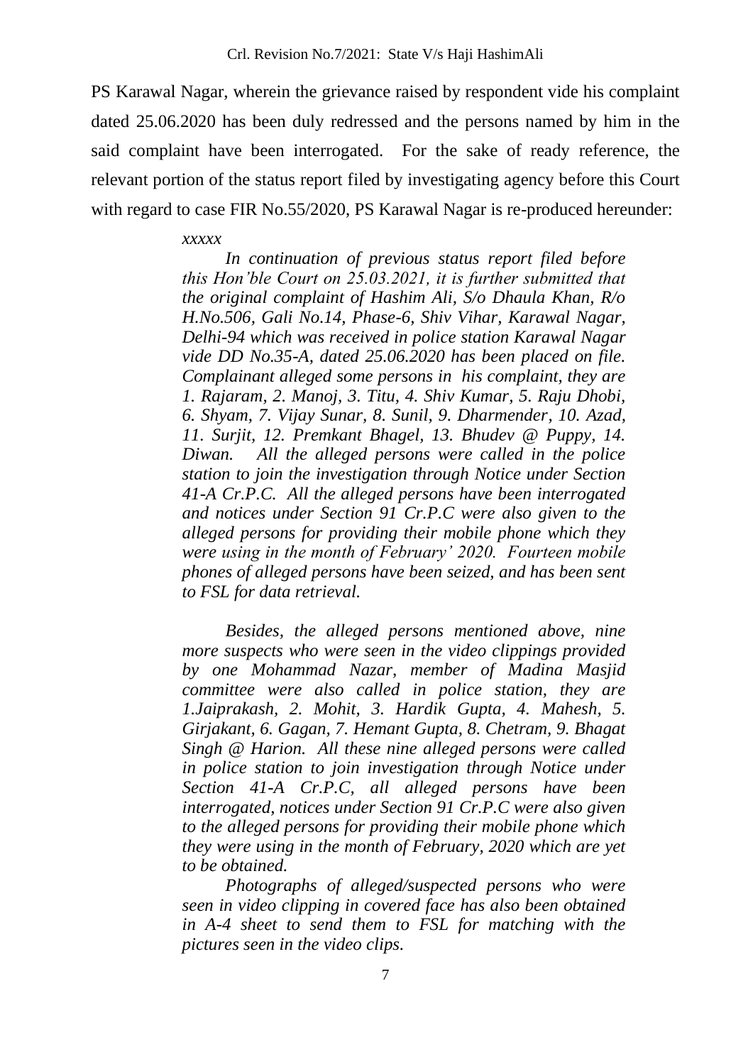PS Karawal Nagar, wherein the grievance raised by respondent vide his complaint dated 25.06.2020 has been duly redressed and the persons named by him in the said complaint have been interrogated. For the sake of ready reference, the relevant portion of the status report filed by investigating agency before this Court with regard to case FIR No.55/2020, PS Karawal Nagar is re-produced hereunder:

> *xxxxx*
>
> *In continuation of previous status report filed before this Hon'ble Court on 25.03.2021, it is further submitted that the original complaint of Hashim Ali, S/o Dhaula Khan, R/o H.No.506, Gali No.14, Phase-6, Shiv Vihar, Karawal Nagar, Delhi-94 which was received in police station Karawal Nagar vide DD No.35-A, dated 25.06.2020 has been placed on file. Complainant alleged some persons in his complaint, they are 1. Rajaram, 2. Manoj, 3. Titu, 4. Shiv Kumar, 5. Raju Dhobi, 6. Shyam, 7. Vijay Sunar, 8. Sunil, 9. Dharmender, 10. Azad, 11. Surjit, 12. Premkant Bhagel, 13. Bhudev @ Puppy, 14. Diwan. All the alleged persons were called in the police station to join the investigation through Notice under Section 41-A Cr.P.C. All the alleged persons have been interrogated and notices under Section 91 Cr.P.C were also given to the alleged persons for providing their mobile phone which they were using in the month of February' 2020. Fourteen mobile phones of alleged persons have been seized, and has been sent to FSL for data retrieval.*
>
> *Besides, the alleged persons mentioned above, nine more suspects who were seen in the video clippings provided by one Mohammad Nazar, member of Madina Masjid committee were also called in police station, they are 1.Jaiprakash, 2. Mohit, 3. Hardik Gupta, 4. Mahesh, 5. Girjakant, 6. Gagan, 7. Hemant Gupta, 8. Chetram, 9. Bhagat Singh @ Harion. All these nine alleged persons were called in police station to join investigation through Notice under Section 41-A Cr.P.C, all alleged persons have been interrogated, notices under Section 91 Cr.P.C were also given to the alleged persons for providing their mobile phone which they were using in the month of February, 2020 which are yet to be obtained.*
>
> *Photographs of alleged/suspected persons who were seen in video clipping in covered face has also been obtained in A-4 sheet to send them to FSL for matching with the pictures seen in the video clips.*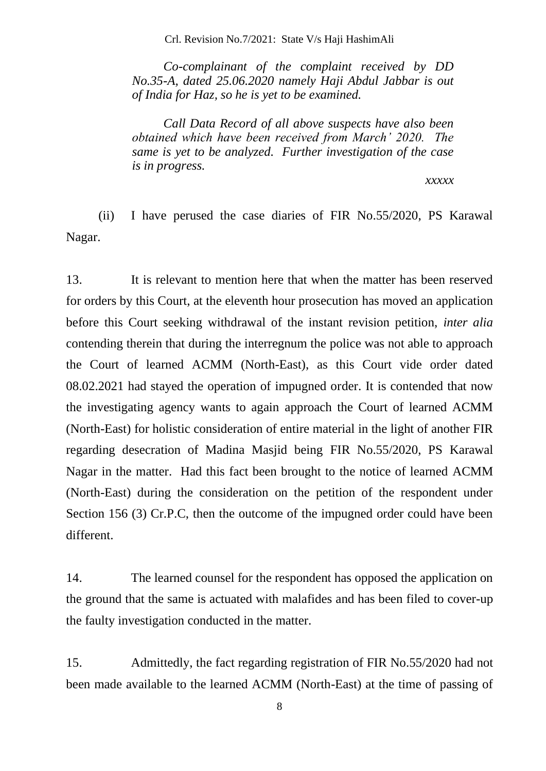*Co-complainant of the complaint received by DD No.35-A, dated 25.06.2020 namely Haji Abdul Jabbar is out of India for Haz, so he is yet to be examined.*

*Call Data Record of all above suspects have also been obtained which have been received from March' 2020. The same is yet to be analyzed. Further investigation of the case is in progress.*

*xxxxx*

(ii) I have perused the case diaries of FIR No.55/2020, PS Karawal Nagar.

13. It is relevant to mention here that when the matter has been reserved for orders by this Court, at the eleventh hour prosecution has moved an application before this Court seeking withdrawal of the instant revision petition, *inter alia* contending therein that during the interregnum the police was not able to approach the Court of learned ACMM (North-East), as this Court vide order dated 08.02.2021 had stayed the operation of impugned order. It is contended that now the investigating agency wants to again approach the Court of learned ACMM (North-East) for holistic consideration of entire material in the light of another FIR regarding desecration of Madina Masjid being FIR No.55/2020, PS Karawal Nagar in the matter. Had this fact been brought to the notice of learned ACMM (North-East) during the consideration on the petition of the respondent under Section 156 (3) Cr.P.C, then the outcome of the impugned order could have been different.

14. The learned counsel for the respondent has opposed the application on the ground that the same is actuated with malafides and has been filed to cover-up the faulty investigation conducted in the matter.

15. Admittedly, the fact regarding registration of FIR No.55/2020 had not been made available to the learned ACMM (North-East) at the time of passing of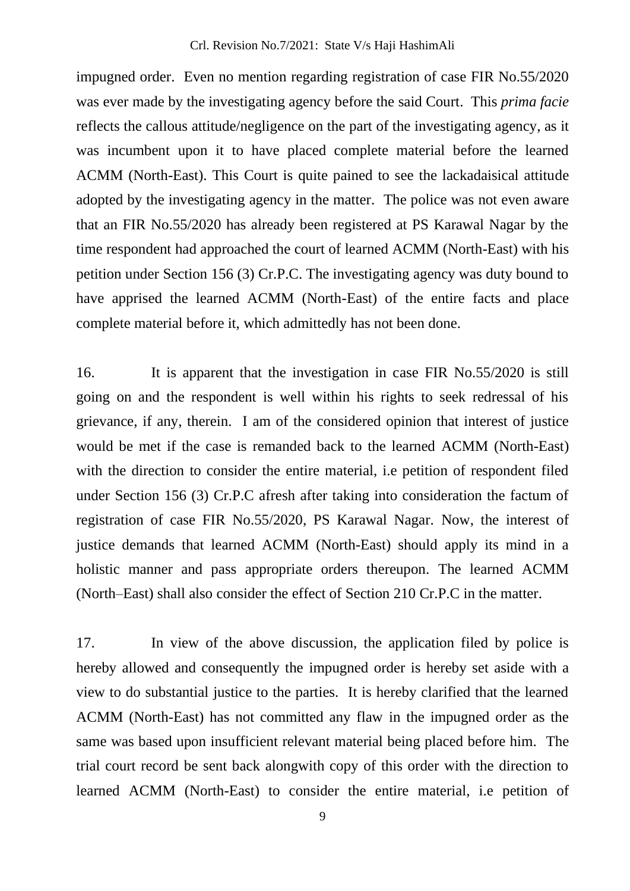impugned order. Even no mention regarding registration of case FIR No.55/2020 was ever made by the investigating agency before the said Court. This *prima facie* reflects the callous attitude/negligence on the part of the investigating agency, as it was incumbent upon it to have placed complete material before the learned ACMM (North-East). This Court is quite pained to see the lackadaisical attitude adopted by the investigating agency in the matter. The police was not even aware that an FIR No.55/2020 has already been registered at PS Karawal Nagar by the time respondent had approached the court of learned ACMM (North-East) with his petition under Section 156 (3) Cr.P.C. The investigating agency was duty bound to have apprised the learned ACMM (North-East) of the entire facts and place complete material before it, which admittedly has not been done.

16. It is apparent that the investigation in case FIR No.55/2020 is still going on and the respondent is well within his rights to seek redressal of his grievance, if any, therein. I am of the considered opinion that interest of justice would be met if the case is remanded back to the learned ACMM (North-East) with the direction to consider the entire material, i.e petition of respondent filed under Section 156 (3) Cr.P.C afresh after taking into consideration the factum of registration of case FIR No.55/2020, PS Karawal Nagar. Now, the interest of justice demands that learned ACMM (North-East) should apply its mind in a holistic manner and pass appropriate orders thereupon. The learned ACMM (North–East) shall also consider the effect of Section 210 Cr.P.C in the matter.

17. In view of the above discussion, the application filed by police is hereby allowed and consequently the impugned order is hereby set aside with a view to do substantial justice to the parties. It is hereby clarified that the learned ACMM (North-East) has not committed any flaw in the impugned order as the same was based upon insufficient relevant material being placed before him. The trial court record be sent back alongwith copy of this order with the direction to learned ACMM (North-East) to consider the entire material, i.e petition of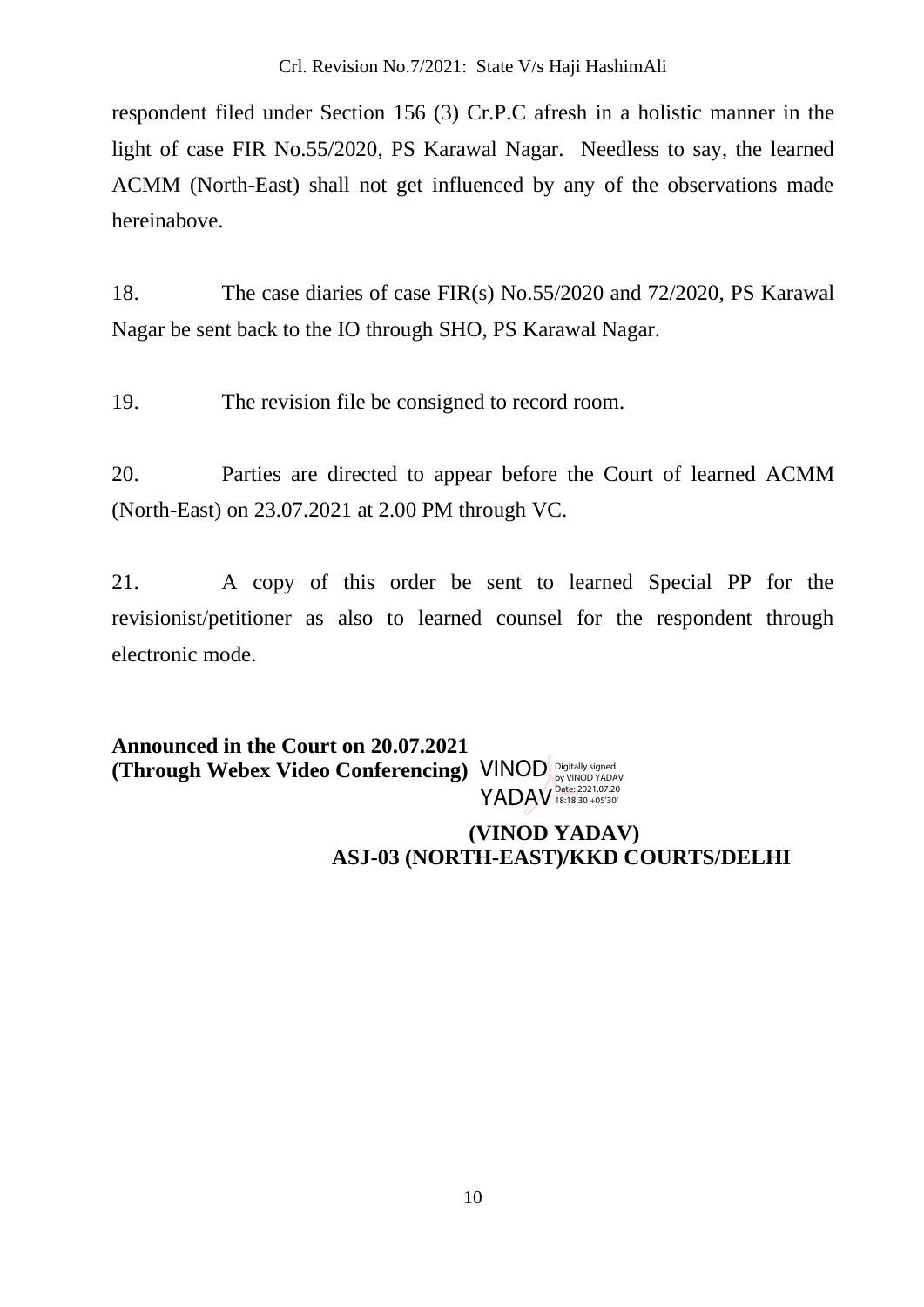respondent filed under Section 156 (3) Cr.P.C afresh in a holistic manner in the light of case FIR No.55/2020, PS Karawal Nagar. Needless to say, the learned ACMM (North-East) shall not get influenced by any of the observations made hereinabove.

18. The case diaries of case FIR(s) No.55/2020 and 72/2020, PS Karawal Nagar be sent back to the IO through SHO, PS Karawal Nagar.

19. The revision file be consigned to record room.

20. Parties are directed to appear before the Court of learned ACMM (North-East) on 23.07.2021 at 2.00 PM through VC.

21. A copy of this order be sent to learned Special PP for the revisionist/petitioner as also to learned counsel for the respondent through electronic mode.

**Announced in the Court on 20.07.2021**
**(Through Webex Video Conferencing)**

VINOD YADAV Digitally signed by VINOD YADAV Date: 2021.07.20 18:18:30 +05'30'

**(VINOD YADAV)**
**ASJ-03 (NORTH-EAST)/KKD COURTS/DELHI**